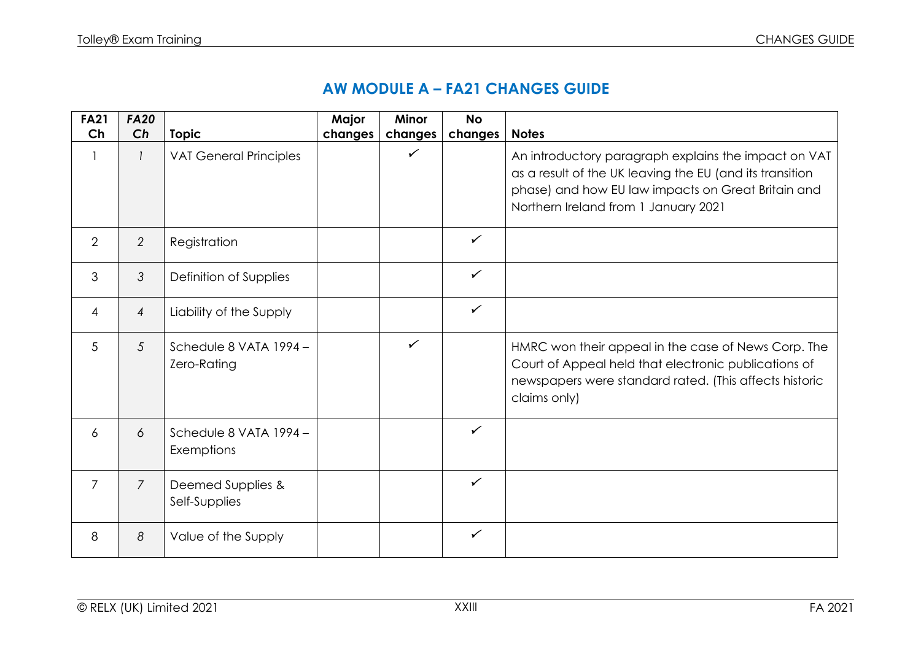## AW MODULE A – FA21 CHANGES GUIDE

| FA21 Ch | *FA20 Ch* | Topic | Major changes | Minor changes | No changes | Notes |
|---|---|---|---|---|---|---|
| 1 | *1* | VAT General Principles | | ✓ | | An introductory paragraph explains the impact on VAT as a result of the UK leaving the EU (and its transition phase) and how EU law impacts on Great Britain and Northern Ireland from 1 January 2021 |
| 2 | *2* | Registration | | | ✓ | |
| 3 | *3* | Definition of Supplies | | | ✓ | |
| 4 | *4* | Liability of the Supply | | | ✓ | |
| 5 | *5* | Schedule 8 VATA 1994 – Zero-Rating | | ✓ | | HMRC won their appeal in the case of News Corp. The Court of Appeal held that electronic publications of newspapers were standard rated. (This affects historic claims only) |
| 6 | *6* | Schedule 8 VATA 1994 – Exemptions | | | ✓ | |
| 7 | *7* | Deemed Supplies & Self-Supplies | | | ✓ | |
| 8 | *8* | Value of the Supply | | | ✓ | |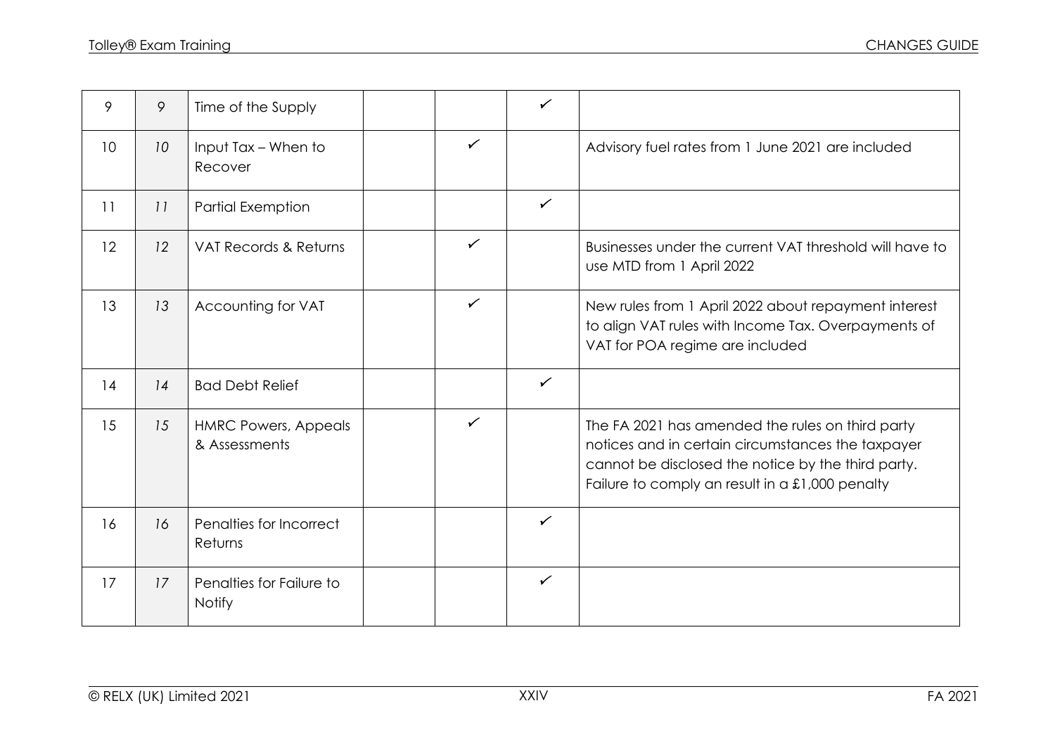| | | | | | | |
|---|---|---|---|---|---|---|
| 9 | *9* | Time of the Supply | | | ✓ | |
| 10 | *10* | Input Tax – When to Recover | | ✓ | | Advisory fuel rates from 1 June 2021 are included |
| 11 | *11* | Partial Exemption | | | ✓ | |
| 12 | *12* | VAT Records & Returns | | ✓ | | Businesses under the current VAT threshold will have to use MTD from 1 April 2022 |
| 13 | *13* | Accounting for VAT | | ✓ | | New rules from 1 April 2022 about repayment interest to align VAT rules with Income Tax. Overpayments of VAT for POA regime are included |
| 14 | *14* | Bad Debt Relief | | | ✓ | |
| 15 | *15* | HMRC Powers, Appeals & Assessments | | ✓ | | The FA 2021 has amended the rules on third party notices and in certain circumstances the taxpayer cannot be disclosed the notice by the third party. Failure to comply an result in a £1,000 penalty |
| 16 | *16* | Penalties for Incorrect Returns | | | ✓ | |
| 17 | *17* | Penalties for Failure to Notify | | | ✓ | |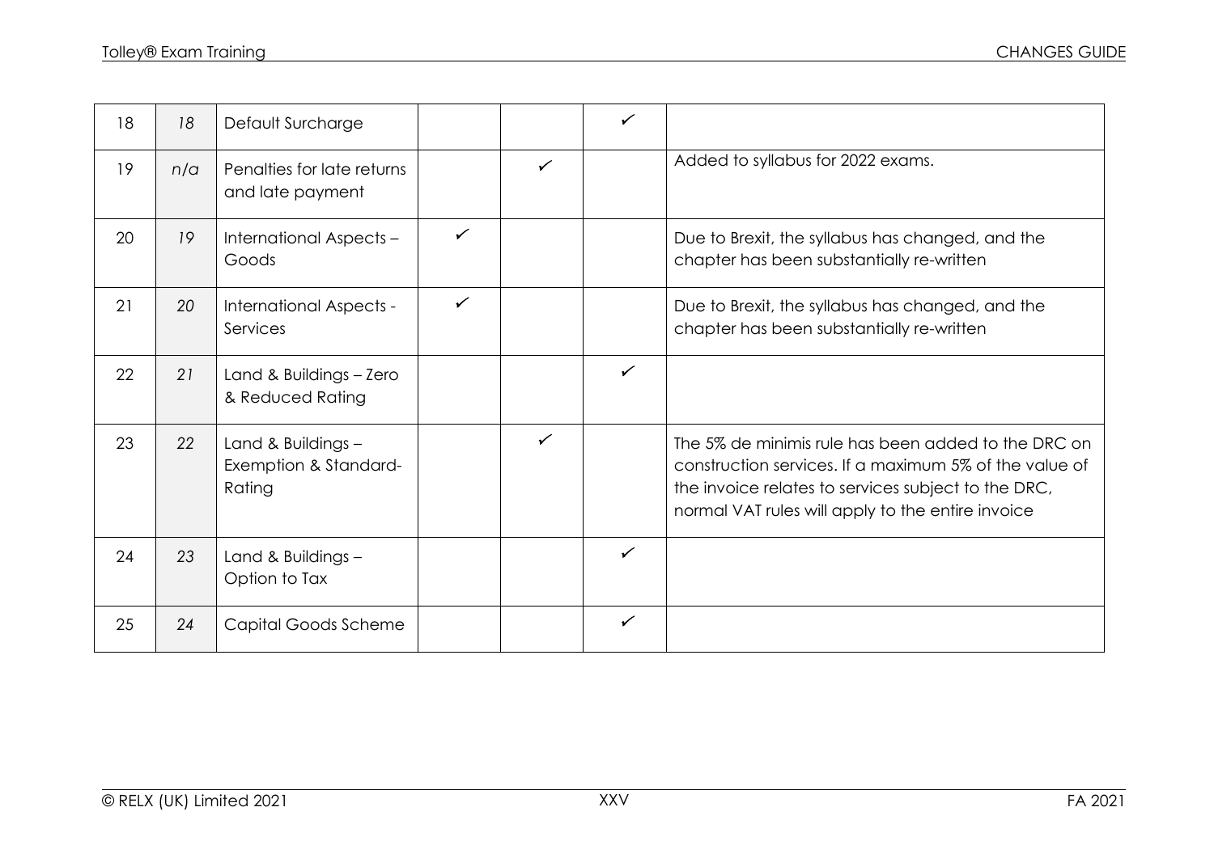| | | | | | | |
|---|---|---|---|---|---|---|
| 18 | *18* | Default Surcharge | | | ✓ | |
| 19 | *n/a* | Penalties for late returns and late payment | | ✓ | | Added to syllabus for 2022 exams. |
| 20 | *19* | International Aspects – Goods | ✓ | | | Due to Brexit, the syllabus has changed, and the chapter has been substantially re-written |
| 21 | *20* | International Aspects - Services | ✓ | | | Due to Brexit, the syllabus has changed, and the chapter has been substantially re-written |
| 22 | *21* | Land & Buildings – Zero & Reduced Rating | | | ✓ | |
| 23 | *22* | Land & Buildings – Exemption & Standard-Rating | | ✓ | | The 5% de minimis rule has been added to the DRC on construction services. If a maximum 5% of the value of the invoice relates to services subject to the DRC, normal VAT rules will apply to the entire invoice |
| 24 | *23* | Land & Buildings – Option to Tax | | | ✓ | |
| 25 | *24* | Capital Goods Scheme | | | ✓ | |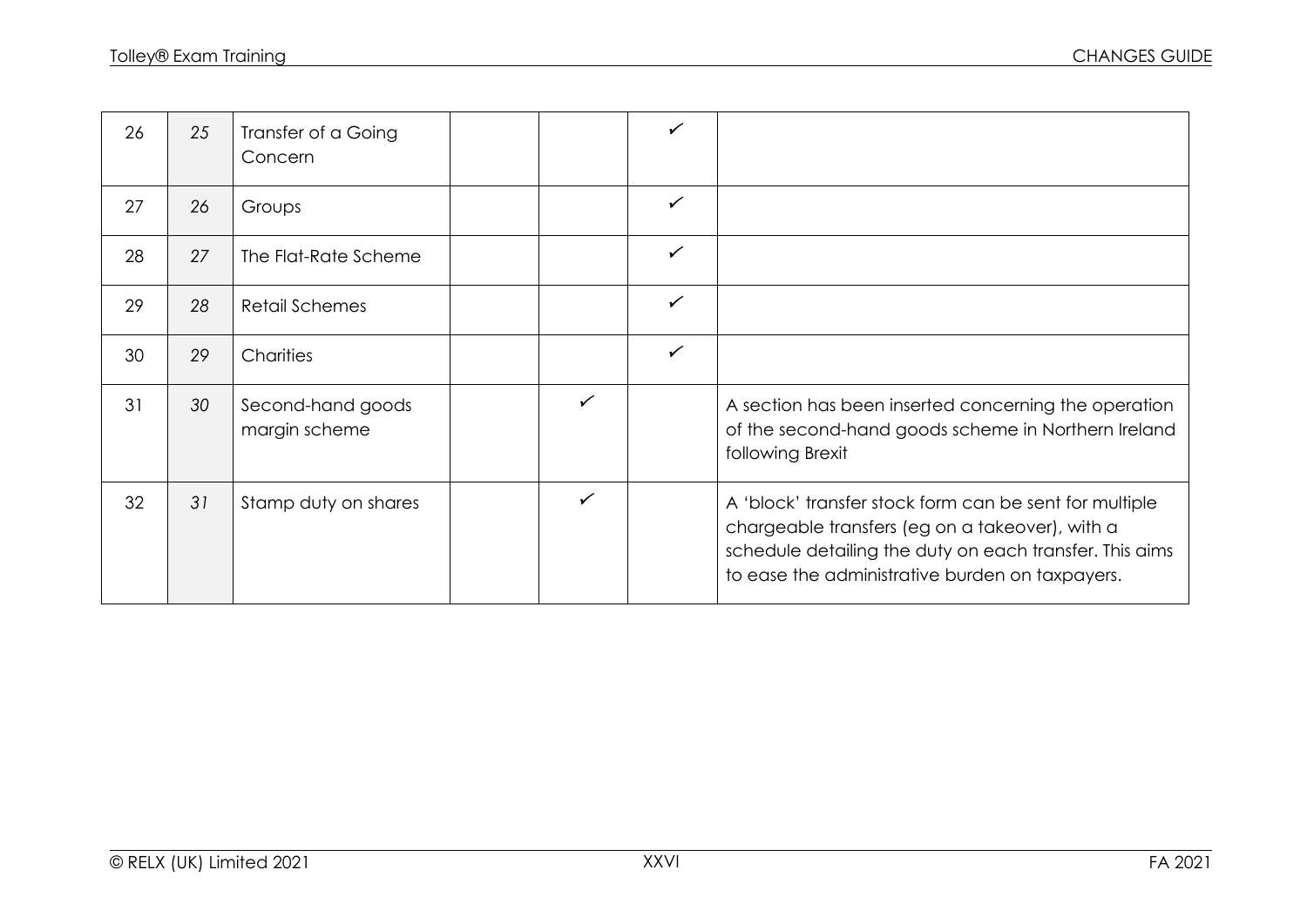| | | | | | | |
|---|---|---|---|---|---|---|
| 26 | *25* | Transfer of a Going Concern | | | ✓ | |
| 27 | *26* | Groups | | | ✓ | |
| 28 | *27* | The Flat-Rate Scheme | | | ✓ | |
| 29 | *28* | Retail Schemes | | | ✓ | |
| 30 | *29* | Charities | | | ✓ | |
| 31 | *30* | Second-hand goods margin scheme | | ✓ | | A section has been inserted concerning the operation of the second-hand goods scheme in Northern Ireland following Brexit |
| 32 | *31* | Stamp duty on shares | | ✓ | | A 'block' transfer stock form can be sent for multiple chargeable transfers (eg on a takeover), with a schedule detailing the duty on each transfer. This aims to ease the administrative burden on taxpayers. |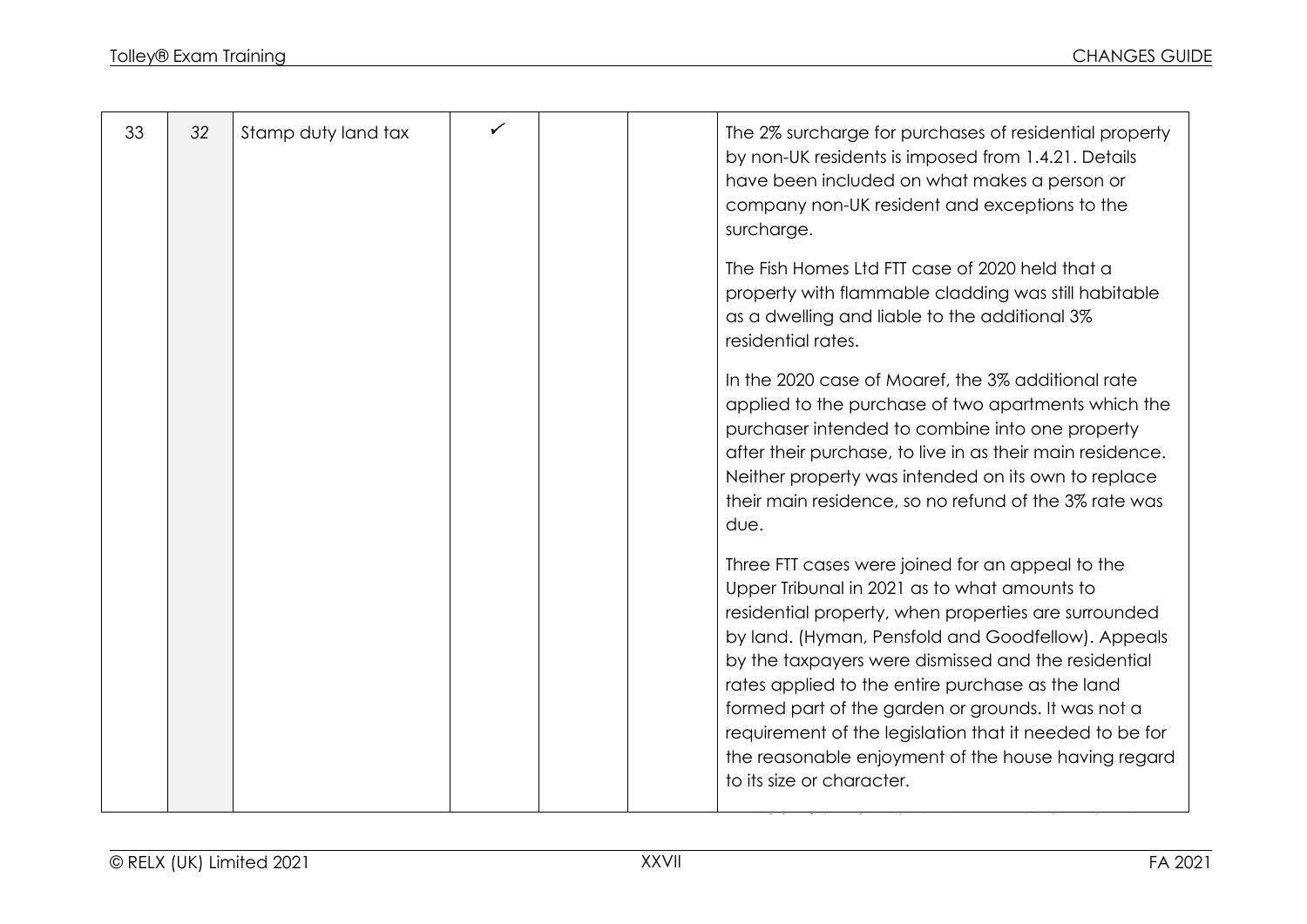| 33 | 32 | Stamp duty land tax | ✓ | | | The 2% surcharge for purchases of residential property by non-UK residents is imposed from 1.4.21. Details have been included on what makes a person or company non-UK resident and exceptions to the surcharge.<br><br>The Fish Homes Ltd FTT case of 2020 held that a property with flammable cladding was still habitable as a dwelling and liable to the additional 3% residential rates.<br><br>In the 2020 case of Moaref, the 3% additional rate applied to the purchase of two apartments which the purchaser intended to combine into one property after their purchase, to live in as their main residence. Neither property was intended on its own to replace their main residence, so no refund of the 3% rate was due.<br><br>Three FTT cases were joined for an appeal to the Upper Tribunal in 2021 as to what amounts to residential property, when properties are surrounded by land. (Hyman, Pensfold and Goodfellow). Appeals by the taxpayers were dismissed and the residential rates applied to the entire purchase as the land formed part of the garden or grounds. It was not a requirement of the legislation that it needed to be for the reasonable enjoyment of the house having regard to its size or character. |
|---|---|---|---|---|---|---|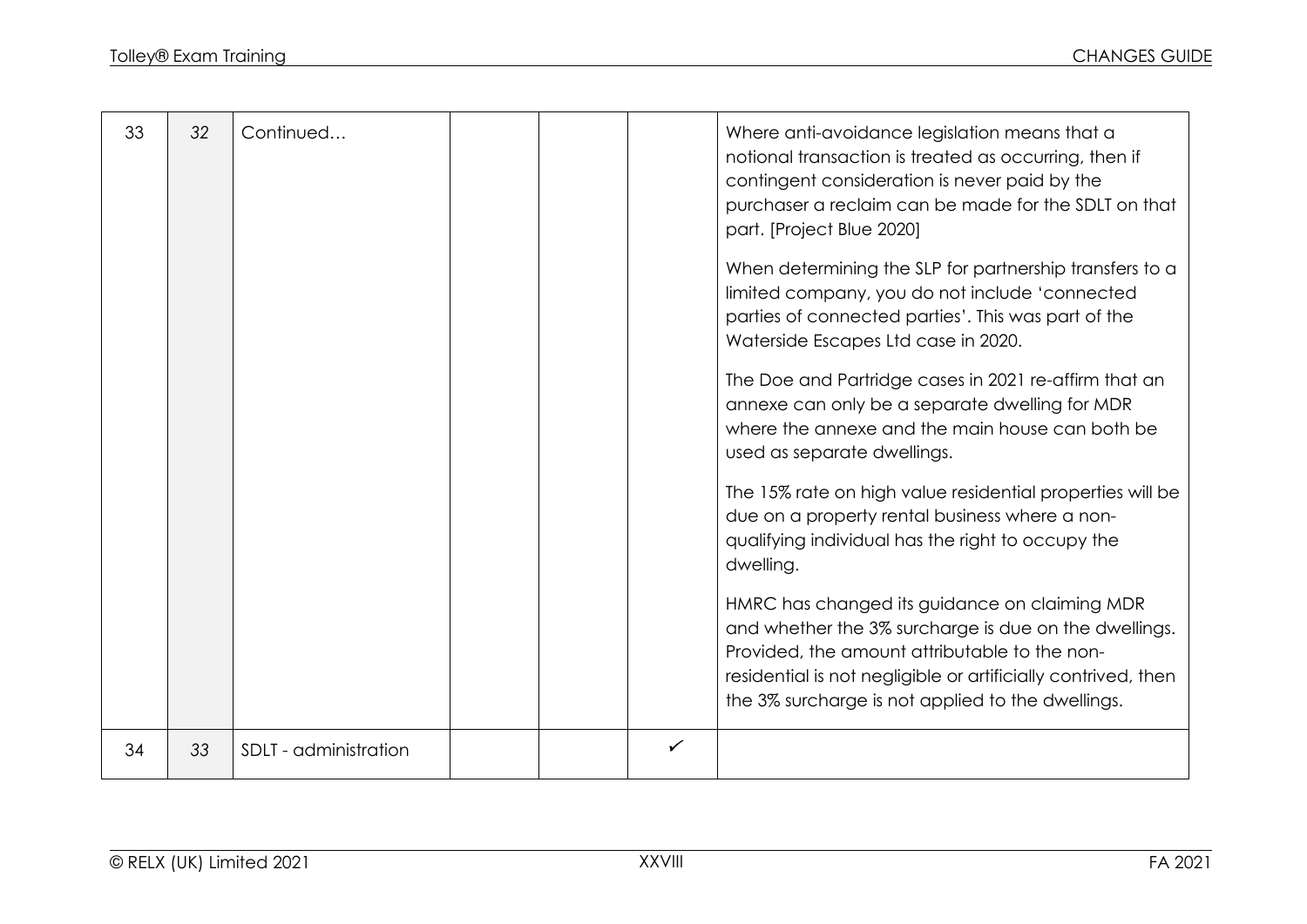| | | | | | | |
|---|---|---|---|---|---|---|
| 33 | 32 | Continued… | | | | Where anti-avoidance legislation means that a notional transaction is treated as occurring, then if contingent consideration is never paid by the purchaser a reclaim can be made for the SDLT on that part. [Project Blue 2020]<br><br>When determining the SLP for partnership transfers to a limited company, you do not include 'connected parties of connected parties'. This was part of the Waterside Escapes Ltd case in 2020.<br><br>The Doe and Partridge cases in 2021 re-affirm that an annexe can only be a separate dwelling for MDR where the annexe and the main house can both be used as separate dwellings.<br><br>The 15% rate on high value residential properties will be due on a property rental business where a non-qualifying individual has the right to occupy the dwelling.<br><br>HMRC has changed its guidance on claiming MDR and whether the 3% surcharge is due on the dwellings. Provided, the amount attributable to the non-residential is not negligible or artificially contrived, then the 3% surcharge is not applied to the dwellings. |
| 34 | 33 | SDLT - administration | | | ✓ | |